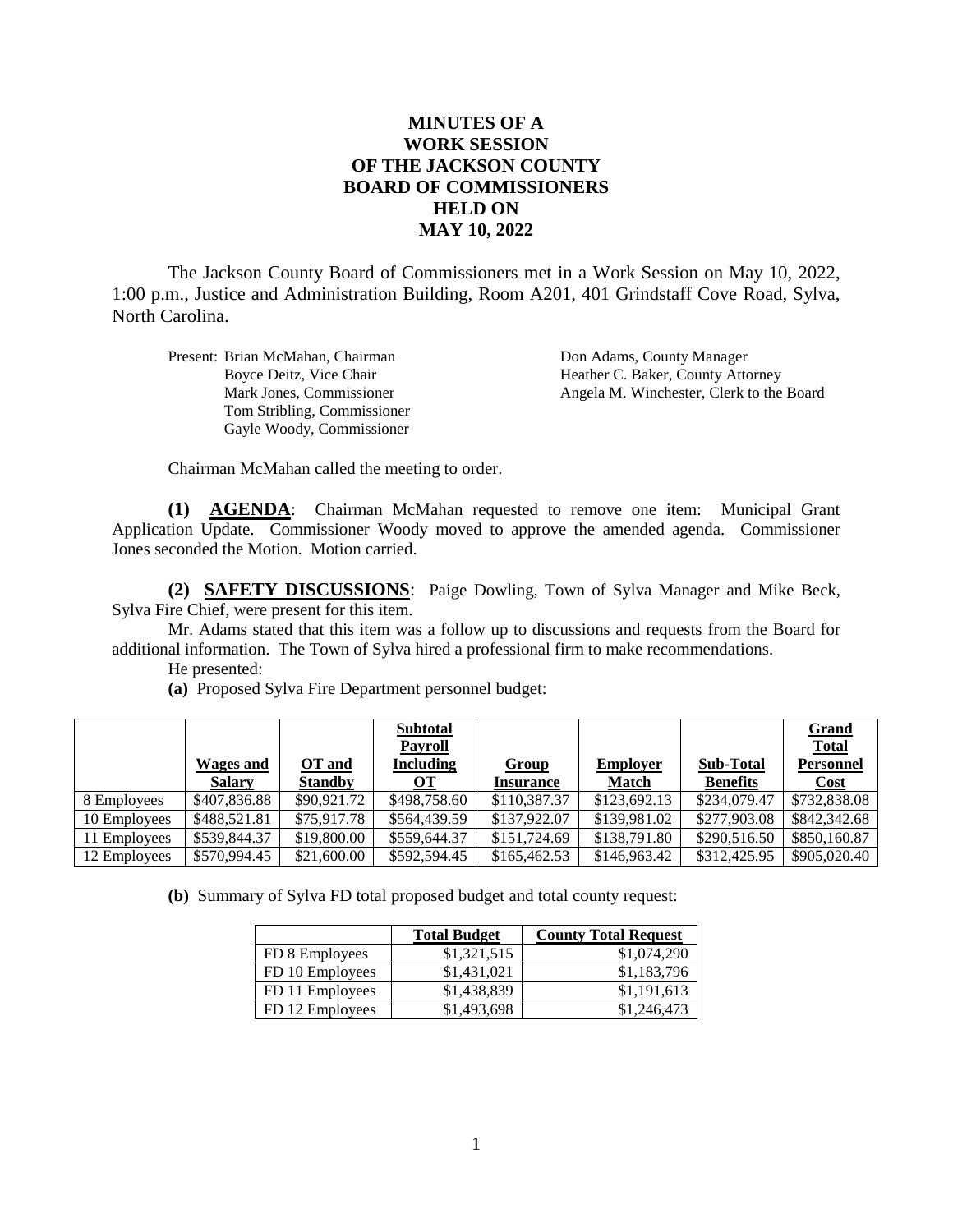# MINUTES OF A WORK SESSION OF THE JACKSON COUNTY BOARD OF COMMISSIONERS HELD ON MAY 10, 2022

The Jackson County Board of Commissioners met in a Work Session on May 10, 2022, 1:00 p.m., Justice and Administration Building, Room A201, 401 Grindstaff Cove Road, Sylva, North Carolina.

| Present: | | |
|---|---|---|
| | Brian McMahan, Chairman | Don Adams, County Manager |
| | Boyce Deitz, Vice Chair | Heather C. Baker, County Attorney |
| | Mark Jones, Commissioner | Angela M. Winchester, Clerk to the Board |
| | Tom Stribling, Commissioner | |
| | Gayle Woody, Commissioner | |

Chairman McMahan called the meeting to order.

**(1) AGENDA**: Chairman McMahan requested to remove one item: Municipal Grant Application Update. Commissioner Woody moved to approve the amended agenda. Commissioner Jones seconded the Motion. Motion carried.

**(2) SAFETY DISCUSSIONS**: Paige Dowling, Town of Sylva Manager and Mike Beck, Sylva Fire Chief, were present for this item.

Mr. Adams stated that this item was a follow up to discussions and requests from the Board for additional information. The Town of Sylva hired a professional firm to make recommendations.

He presented:

**(a)** Proposed Sylva Fire Department personnel budget:

| | Wages and Salary | OT and Standby | Subtotal Payroll Including OT | Group Insurance | Employer Match | Sub-Total Benefits | Grand Total Personnel Cost |
|---|---|---|---|---|---|---|---|
| 8 Employees | $407,836.88 | $90,921.72 | $498,758.60 | $110,387.37 | $123,692.13 | $234,079.47 | $732,838.08 |
| 10 Employees | $488,521.81 | $75,917.78 | $564,439.59 | $137,922.07 | $139,981.02 | $277,903.08 | $842,342.68 |
| 11 Employees | $539,844.37 | $19,800.00 | $559,644.37 | $151,724.69 | $138,791.80 | $290,516.50 | $850,160.87 |
| 12 Employees | $570,994.45 | $21,600.00 | $592,594.45 | $165,462.53 | $146,963.42 | $312,425.95 | $905,020.40 |

**(b)** Summary of Sylva FD total proposed budget and total county request:

| | Total Budget | County Total Request |
|---|---|---|
| FD 8 Employees | $1,321,515 | $1,074,290 |
| FD 10 Employees | $1,431,021 | $1,183,796 |
| FD 11 Employees | $1,438,839 | $1,191,613 |
| FD 12 Employees | $1,493,698 | $1,246,473 |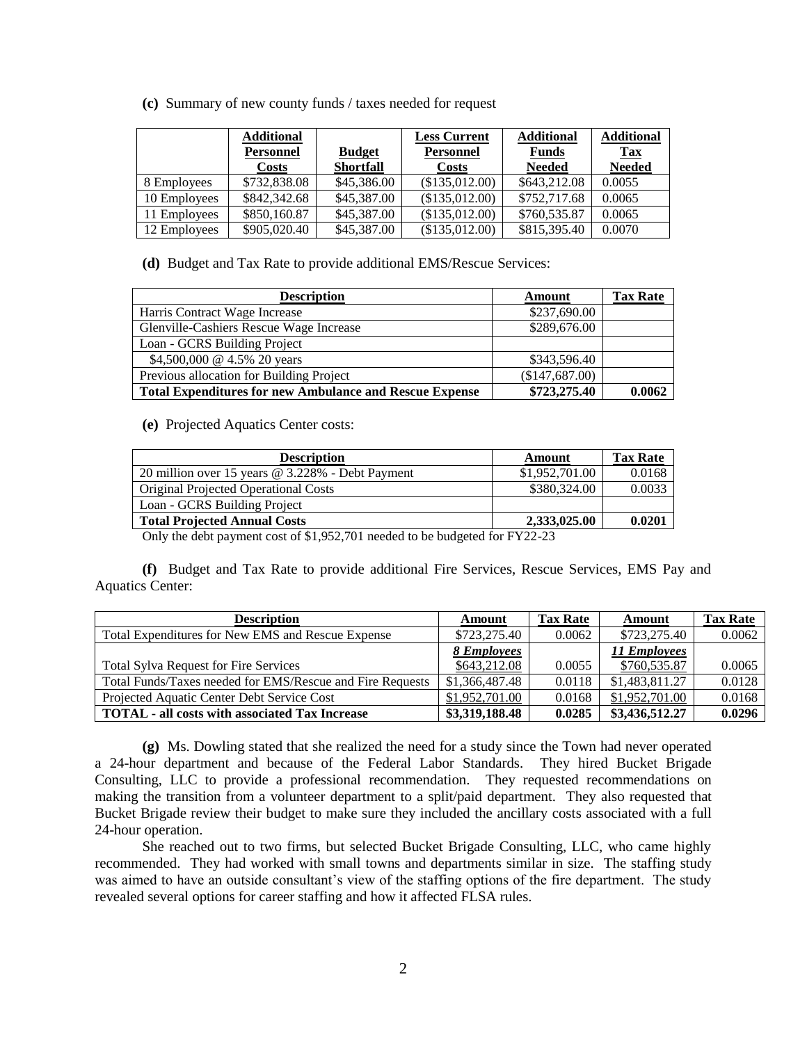**(c)** Summary of new county funds / taxes needed for request

| | Additional Personnel Costs | Budget Shortfall | Less Current Personnel Costs | Additional Funds Needed | Additional Tax Needed |
|---|---|---|---|---|---|
| 8 Employees | $732,838.08 | $45,386.00 | ($135,012.00) | $643,212.08 | 0.0055 |
| 10 Employees | $842,342.68 | $45,387.00 | ($135,012.00) | $752,717.68 | 0.0065 |
| 11 Employees | $850,160.87 | $45,387.00 | ($135,012.00) | $760,535.87 | 0.0065 |
| 12 Employees | $905,020.40 | $45,387.00 | ($135,012.00) | $815,395.40 | 0.0070 |

**(d)** Budget and Tax Rate to provide additional EMS/Rescue Services:

| Description | Amount | Tax Rate |
|---|---|---|
| Harris Contract Wage Increase | $237,690.00 | |
| Glenville-Cashiers Rescue Wage Increase | $289,676.00 | |
| Loan - GCRS Building Project | | |
| $4,500,000 @ 4.5% 20 years | $343,596.40 | |
| Previous allocation for Building Project | ($147,687.00) | |
| **Total Expenditures for new Ambulance and Rescue Expense** | **$723,275.40** | **0.0062** |

**(e)** Projected Aquatics Center costs:

| Description | Amount | Tax Rate |
|---|---|---|
| 20 million over 15 years @ 3.228% - Debt Payment | $1,952,701.00 | 0.0168 |
| Original Projected Operational Costs | $380,324.00 | 0.0033 |
| Loan - GCRS Building Project | | |
| **Total Projected Annual Costs** | **2,333,025.00** | **0.0201** |

Only the debt payment cost of $1,952,701 needed to be budgeted for FY22-23

**(f)** Budget and Tax Rate to provide additional Fire Services, Rescue Services, EMS Pay and Aquatics Center:

| Description | Amount | Tax Rate | Amount | Tax Rate |
|---|---|---|---|---|
| Total Expenditures for New EMS and Rescue Expense | $723,275.40 | 0.0062 | $723,275.40 | 0.0062 |
| Total Sylva Request for Fire Services | ***8 Employees*** $643,212.08 | 0.0055 | ***11 Employees*** $760,535.87 | 0.0065 |
| Total Funds/Taxes needed for EMS/Rescue and Fire Requests | $1,366,487.48 | 0.0118 | $1,483,811.27 | 0.0128 |
| Projected Aquatic Center Debt Service Cost | $1,952,701.00 | 0.0168 | $1,952,701.00 | 0.0168 |
| **TOTAL - all costs with associated Tax Increase** | **$3,319,188.48** | **0.0285** | **$3,436,512.27** | **0.0296** |

**(g)** Ms. Dowling stated that she realized the need for a study since the Town had never operated a 24-hour department and because of the Federal Labor Standards. They hired Bucket Brigade Consulting, LLC to provide a professional recommendation. They requested recommendations on making the transition from a volunteer department to a split/paid department. They also requested that Bucket Brigade review their budget to make sure they included the ancillary costs associated with a full 24-hour operation.

She reached out to two firms, but selected Bucket Brigade Consulting, LLC, who came highly recommended. They had worked with small towns and departments similar in size. The staffing study was aimed to have an outside consultant's view of the staffing options of the fire department. The study revealed several options for career staffing and how it affected FLSA rules.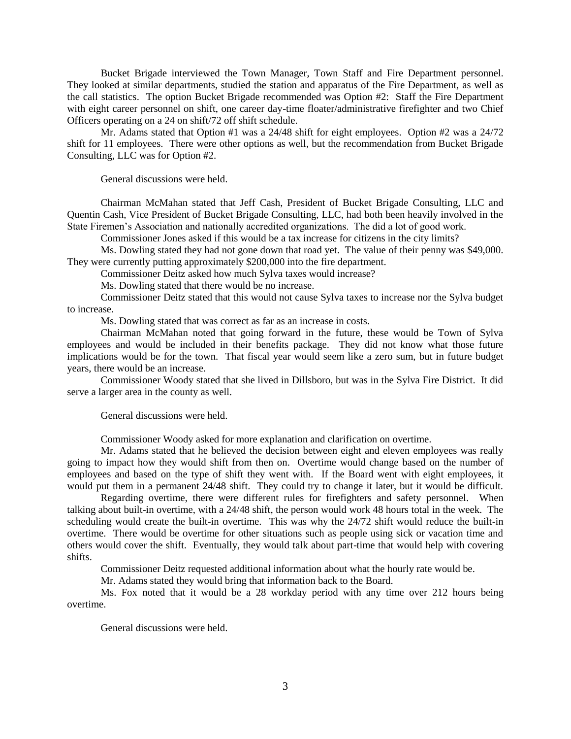Bucket Brigade interviewed the Town Manager, Town Staff and Fire Department personnel. They looked at similar departments, studied the station and apparatus of the Fire Department, as well as the call statistics. The option Bucket Brigade recommended was Option #2: Staff the Fire Department with eight career personnel on shift, one career day-time floater/administrative firefighter and two Chief Officers operating on a 24 on shift/72 off shift schedule.

Mr. Adams stated that Option #1 was a 24/48 shift for eight employees. Option #2 was a 24/72 shift for 11 employees. There were other options as well, but the recommendation from Bucket Brigade Consulting, LLC was for Option #2.

General discussions were held.

Chairman McMahan stated that Jeff Cash, President of Bucket Brigade Consulting, LLC and Quentin Cash, Vice President of Bucket Brigade Consulting, LLC, had both been heavily involved in the State Firemen's Association and nationally accredited organizations. The did a lot of good work.

Commissioner Jones asked if this would be a tax increase for citizens in the city limits?

Ms. Dowling stated they had not gone down that road yet. The value of their penny was \$49,000. They were currently putting approximately \$200,000 into the fire department.

Commissioner Deitz asked how much Sylva taxes would increase?

Ms. Dowling stated that there would be no increase.

Commissioner Deitz stated that this would not cause Sylva taxes to increase nor the Sylva budget to increase.

Ms. Dowling stated that was correct as far as an increase in costs.

Chairman McMahan noted that going forward in the future, these would be Town of Sylva employees and would be included in their benefits package. They did not know what those future implications would be for the town. That fiscal year would seem like a zero sum, but in future budget years, there would be an increase.

Commissioner Woody stated that she lived in Dillsboro, but was in the Sylva Fire District. It did serve a larger area in the county as well.

General discussions were held.

Commissioner Woody asked for more explanation and clarification on overtime.

Mr. Adams stated that he believed the decision between eight and eleven employees was really going to impact how they would shift from then on. Overtime would change based on the number of employees and based on the type of shift they went with. If the Board went with eight employees, it would put them in a permanent 24/48 shift. They could try to change it later, but it would be difficult.

Regarding overtime, there were different rules for firefighters and safety personnel. When talking about built-in overtime, with a 24/48 shift, the person would work 48 hours total in the week. The scheduling would create the built-in overtime. This was why the 24/72 shift would reduce the built-in overtime. There would be overtime for other situations such as people using sick or vacation time and others would cover the shift. Eventually, they would talk about part-time that would help with covering shifts.

Commissioner Deitz requested additional information about what the hourly rate would be.

Mr. Adams stated they would bring that information back to the Board.

Ms. Fox noted that it would be a 28 workday period with any time over 212 hours being overtime.

General discussions were held.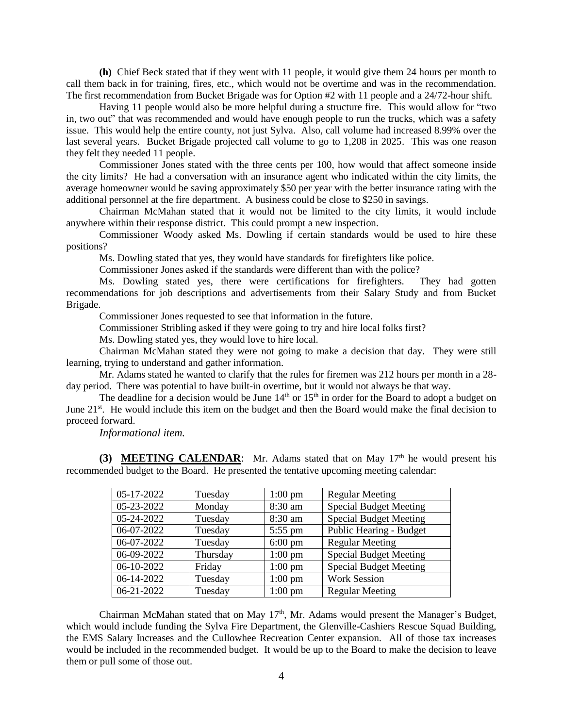**(h)** Chief Beck stated that if they went with 11 people, it would give them 24 hours per month to call them back in for training, fires, etc., which would not be overtime and was in the recommendation. The first recommendation from Bucket Brigade was for Option #2 with 11 people and a 24/72-hour shift.

Having 11 people would also be more helpful during a structure fire. This would allow for "two in, two out" that was recommended and would have enough people to run the trucks, which was a safety issue. This would help the entire county, not just Sylva. Also, call volume had increased 8.99% over the last several years. Bucket Brigade projected call volume to go to 1,208 in 2025. This was one reason they felt they needed 11 people.

Commissioner Jones stated with the three cents per 100, how would that affect someone inside the city limits? He had a conversation with an insurance agent who indicated within the city limits, the average homeowner would be saving approximately $50 per year with the better insurance rating with the additional personnel at the fire department. A business could be close to $250 in savings.

Chairman McMahan stated that it would not be limited to the city limits, it would include anywhere within their response district. This could prompt a new inspection.

Commissioner Woody asked Ms. Dowling if certain standards would be used to hire these positions?

Ms. Dowling stated that yes, they would have standards for firefighters like police.

Commissioner Jones asked if the standards were different than with the police?

Ms. Dowling stated yes, there were certifications for firefighters. They had gotten recommendations for job descriptions and advertisements from their Salary Study and from Bucket Brigade.

Commissioner Jones requested to see that information in the future.

Commissioner Stribling asked if they were going to try and hire local folks first?

Ms. Dowling stated yes, they would love to hire local.

Chairman McMahan stated they were not going to make a decision that day. They were still learning, trying to understand and gather information.

Mr. Adams stated he wanted to clarify that the rules for firemen was 212 hours per month in a 28-day period. There was potential to have built-in overtime, but it would not always be that way.

The deadline for a decision would be June 14th or 15th in order for the Board to adopt a budget on June 21st. He would include this item on the budget and then the Board would make the final decision to proceed forward.

*Informational item.*

**(3) MEETING CALENDAR**: Mr. Adams stated that on May 17th he would present his recommended budget to the Board. He presented the tentative upcoming meeting calendar:

| | | | |
|---|---|---|---|
| 05-17-2022 | Tuesday | 1:00 pm | Regular Meeting |
| 05-23-2022 | Monday | 8:30 am | Special Budget Meeting |
| 05-24-2022 | Tuesday | 8:30 am | Special Budget Meeting |
| 06-07-2022 | Tuesday | 5:55 pm | Public Hearing - Budget |
| 06-07-2022 | Tuesday | 6:00 pm | Regular Meeting |
| 06-09-2022 | Thursday | 1:00 pm | Special Budget Meeting |
| 06-10-2022 | Friday | 1:00 pm | Special Budget Meeting |
| 06-14-2022 | Tuesday | 1:00 pm | Work Session |
| 06-21-2022 | Tuesday | 1:00 pm | Regular Meeting |

Chairman McMahan stated that on May 17th, Mr. Adams would present the Manager's Budget, which would include funding the Sylva Fire Department, the Glenville-Cashiers Rescue Squad Building, the EMS Salary Increases and the Cullowhee Recreation Center expansion. All of those tax increases would be included in the recommended budget. It would be up to the Board to make the decision to leave them or pull some of those out.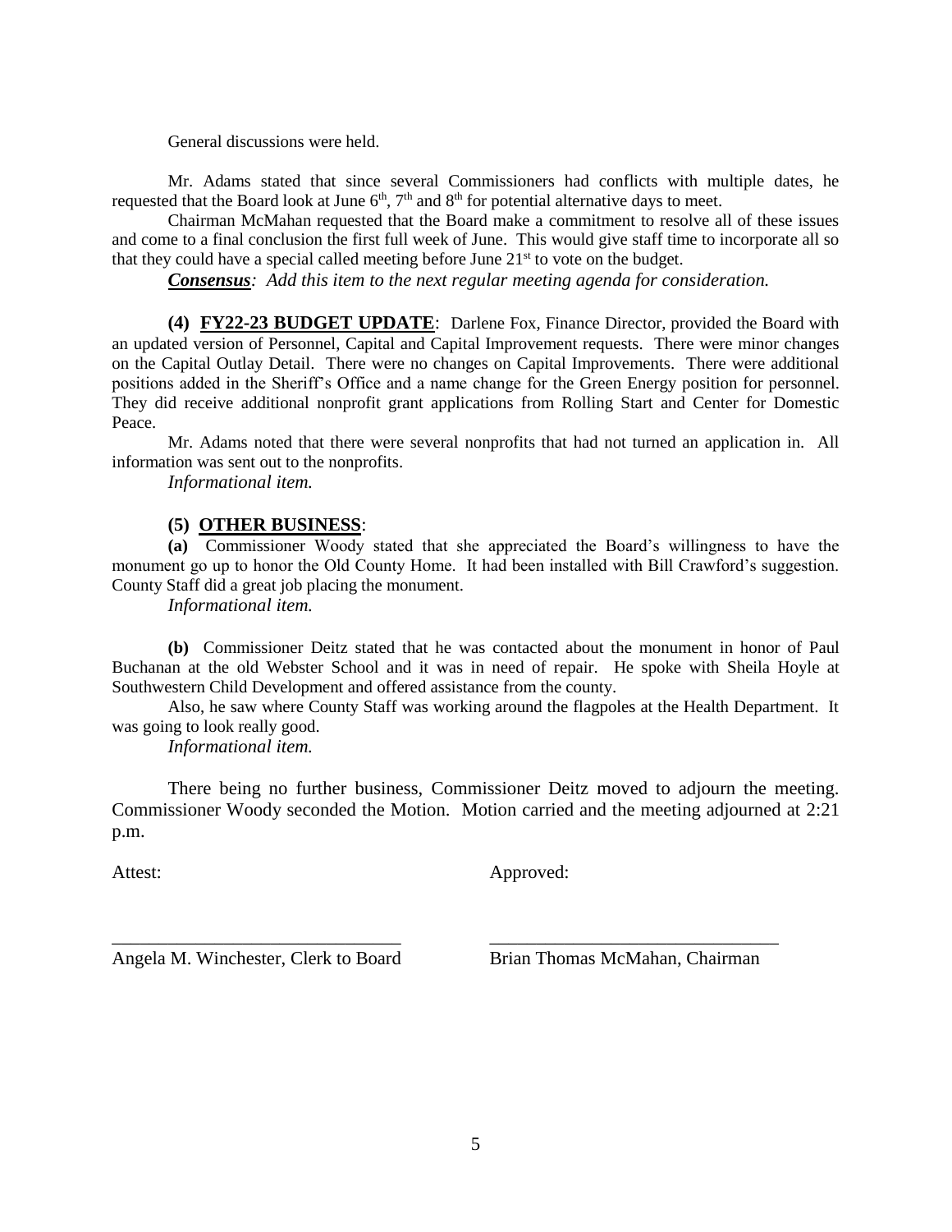General discussions were held.

Mr. Adams stated that since several Commissioners had conflicts with multiple dates, he requested that the Board look at June 6th, 7th and 8th for potential alternative days to meet.

Chairman McMahan requested that the Board make a commitment to resolve all of these issues and come to a final conclusion the first full week of June. This would give staff time to incorporate all so that they could have a special called meeting before June 21st to vote on the budget.

***Consensus**: Add this item to the next regular meeting agenda for consideration.*

**(4) FY22-23 BUDGET UPDATE**: Darlene Fox, Finance Director, provided the Board with an updated version of Personnel, Capital and Capital Improvement requests. There were minor changes on the Capital Outlay Detail. There were no changes on Capital Improvements. There were additional positions added in the Sheriff's Office and a name change for the Green Energy position for personnel. They did receive additional nonprofit grant applications from Rolling Start and Center for Domestic Peace.

Mr. Adams noted that there were several nonprofits that had not turned an application in. All information was sent out to the nonprofits.

*Informational item.*

**(5) OTHER BUSINESS**:

**(a)** Commissioner Woody stated that she appreciated the Board's willingness to have the monument go up to honor the Old County Home. It had been installed with Bill Crawford's suggestion. County Staff did a great job placing the monument.

*Informational item.*

**(b)** Commissioner Deitz stated that he was contacted about the monument in honor of Paul Buchanan at the old Webster School and it was in need of repair. He spoke with Sheila Hoyle at Southwestern Child Development and offered assistance from the county.

Also, he saw where County Staff was working around the flagpoles at the Health Department. It was going to look really good.

*Informational item.*

There being no further business, Commissioner Deitz moved to adjourn the meeting. Commissioner Woody seconded the Motion. Motion carried and the meeting adjourned at 2:21 p.m.

Attest: Approved:

\_\_\_\_\_\_\_\_\_\_\_\_\_\_\_\_\_\_\_\_\_\_\_\_\_\_\_\_\_\_ \_\_\_\_\_\_\_\_\_\_\_\_\_\_\_\_\_\_\_\_\_\_\_\_\_\_\_\_\_\_

Angela M. Winchester, Clerk to Board Brian Thomas McMahan, Chairman